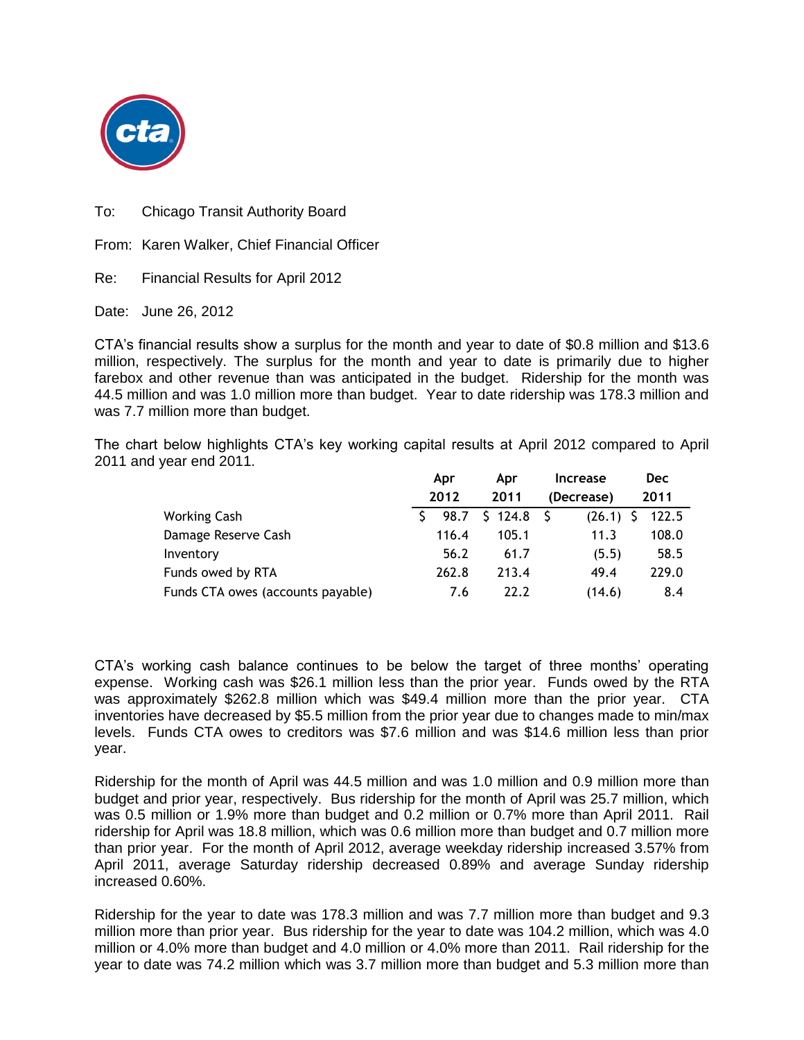To: Chicago Transit Authority Board

From: Karen Walker, Chief Financial Officer

Re: Financial Results for April 2012

Date: June 26, 2012

CTA's financial results show a surplus for the month and year to date of $0.8 million and $13.6 million, respectively. The surplus for the month and year to date is primarily due to higher farebox and other revenue than was anticipated in the budget. Ridership for the month was 44.5 million and was 1.0 million more than budget. Year to date ridership was 178.3 million and was 7.7 million more than budget.

The chart below highlights CTA's key working capital results at April 2012 compared to April 2011 and year end 2011.

| | Apr 2012 | Apr 2011 | Increase (Decrease) | Dec 2011 |
|---|---|---|---|---|
| Working Cash | $ 98.7 | $ 124.8 | $ (26.1) | $ 122.5 |
| Damage Reserve Cash | 116.4 | 105.1 | 11.3 | 108.0 |
| Inventory | 56.2 | 61.7 | (5.5) | 58.5 |
| Funds owed by RTA | 262.8 | 213.4 | 49.4 | 229.0 |
| Funds CTA owes (accounts payable) | 7.6 | 22.2 | (14.6) | 8.4 |

CTA's working cash balance continues to be below the target of three months' operating expense. Working cash was $26.1 million less than the prior year. Funds owed by the RTA was approximately $262.8 million which was $49.4 million more than the prior year. CTA inventories have decreased by $5.5 million from the prior year due to changes made to min/max levels. Funds CTA owes to creditors was $7.6 million and was $14.6 million less than prior year.

Ridership for the month of April was 44.5 million and was 1.0 million and 0.9 million more than budget and prior year, respectively. Bus ridership for the month of April was 25.7 million, which was 0.5 million or 1.9% more than budget and 0.2 million or 0.7% more than April 2011. Rail ridership for April was 18.8 million, which was 0.6 million more than budget and 0.7 million more than prior year. For the month of April 2012, average weekday ridership increased 3.57% from April 2011, average Saturday ridership decreased 0.89% and average Sunday ridership increased 0.60%.

Ridership for the year to date was 178.3 million and was 7.7 million more than budget and 9.3 million more than prior year. Bus ridership for the year to date was 104.2 million, which was 4.0 million or 4.0% more than budget and 4.0 million or 4.0% more than 2011. Rail ridership for the year to date was 74.2 million which was 3.7 million more than budget and 5.3 million more than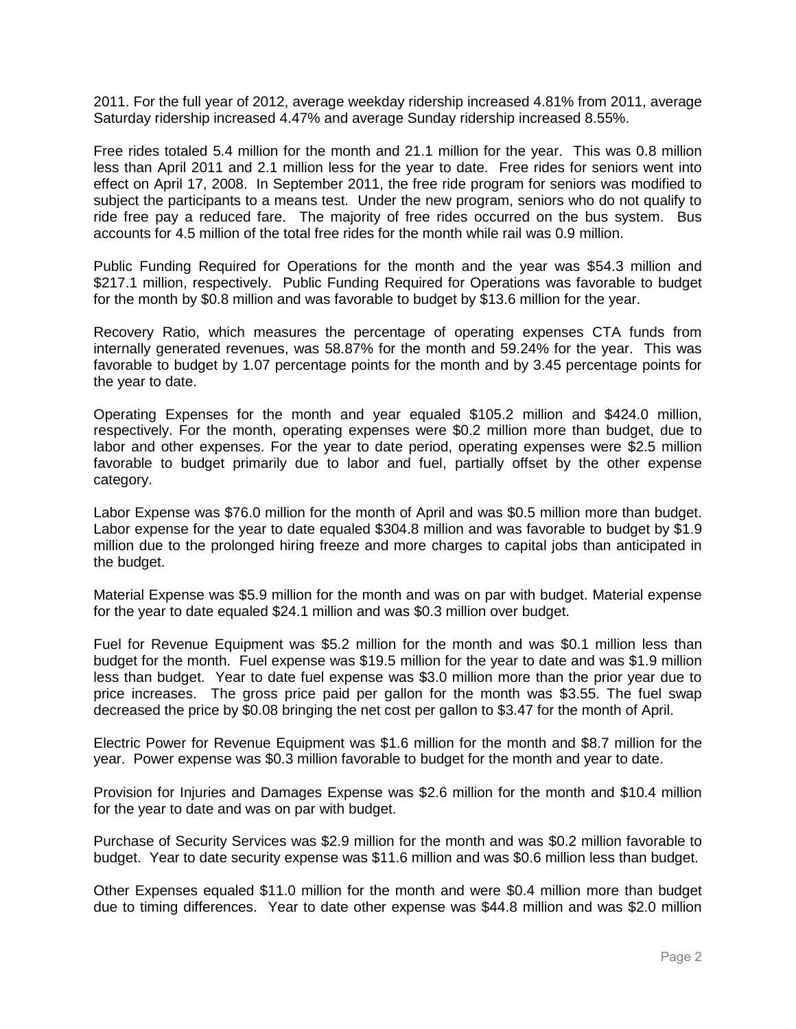2011. For the full year of 2012, average weekday ridership increased 4.81% from 2011, average Saturday ridership increased 4.47% and average Sunday ridership increased 8.55%.

Free rides totaled 5.4 million for the month and 21.1 million for the year. This was 0.8 million less than April 2011 and 2.1 million less for the year to date. Free rides for seniors went into effect on April 17, 2008. In September 2011, the free ride program for seniors was modified to subject the participants to a means test. Under the new program, seniors who do not qualify to ride free pay a reduced fare. The majority of free rides occurred on the bus system. Bus accounts for 4.5 million of the total free rides for the month while rail was 0.9 million.

Public Funding Required for Operations for the month and the year was $54.3 million and $217.1 million, respectively. Public Funding Required for Operations was favorable to budget for the month by $0.8 million and was favorable to budget by $13.6 million for the year.

Recovery Ratio, which measures the percentage of operating expenses CTA funds from internally generated revenues, was 58.87% for the month and 59.24% for the year. This was favorable to budget by 1.07 percentage points for the month and by 3.45 percentage points for the year to date.

Operating Expenses for the month and year equaled $105.2 million and $424.0 million, respectively. For the month, operating expenses were $0.2 million more than budget, due to labor and other expenses. For the year to date period, operating expenses were $2.5 million favorable to budget primarily due to labor and fuel, partially offset by the other expense category.

Labor Expense was $76.0 million for the month of April and was $0.5 million more than budget. Labor expense for the year to date equaled $304.8 million and was favorable to budget by $1.9 million due to the prolonged hiring freeze and more charges to capital jobs than anticipated in the budget.

Material Expense was $5.9 million for the month and was on par with budget. Material expense for the year to date equaled $24.1 million and was $0.3 million over budget.

Fuel for Revenue Equipment was $5.2 million for the month and was $0.1 million less than budget for the month. Fuel expense was $19.5 million for the year to date and was $1.9 million less than budget. Year to date fuel expense was $3.0 million more than the prior year due to price increases. The gross price paid per gallon for the month was $3.55. The fuel swap decreased the price by $0.08 bringing the net cost per gallon to $3.47 for the month of April.

Electric Power for Revenue Equipment was $1.6 million for the month and $8.7 million for the year. Power expense was $0.3 million favorable to budget for the month and year to date.

Provision for Injuries and Damages Expense was $2.6 million for the month and $10.4 million for the year to date and was on par with budget.

Purchase of Security Services was $2.9 million for the month and was $0.2 million favorable to budget. Year to date security expense was $11.6 million and was $0.6 million less than budget.

Other Expenses equaled $11.0 million for the month and were $0.4 million more than budget due to timing differences. Year to date other expense was $44.8 million and was $2.0 million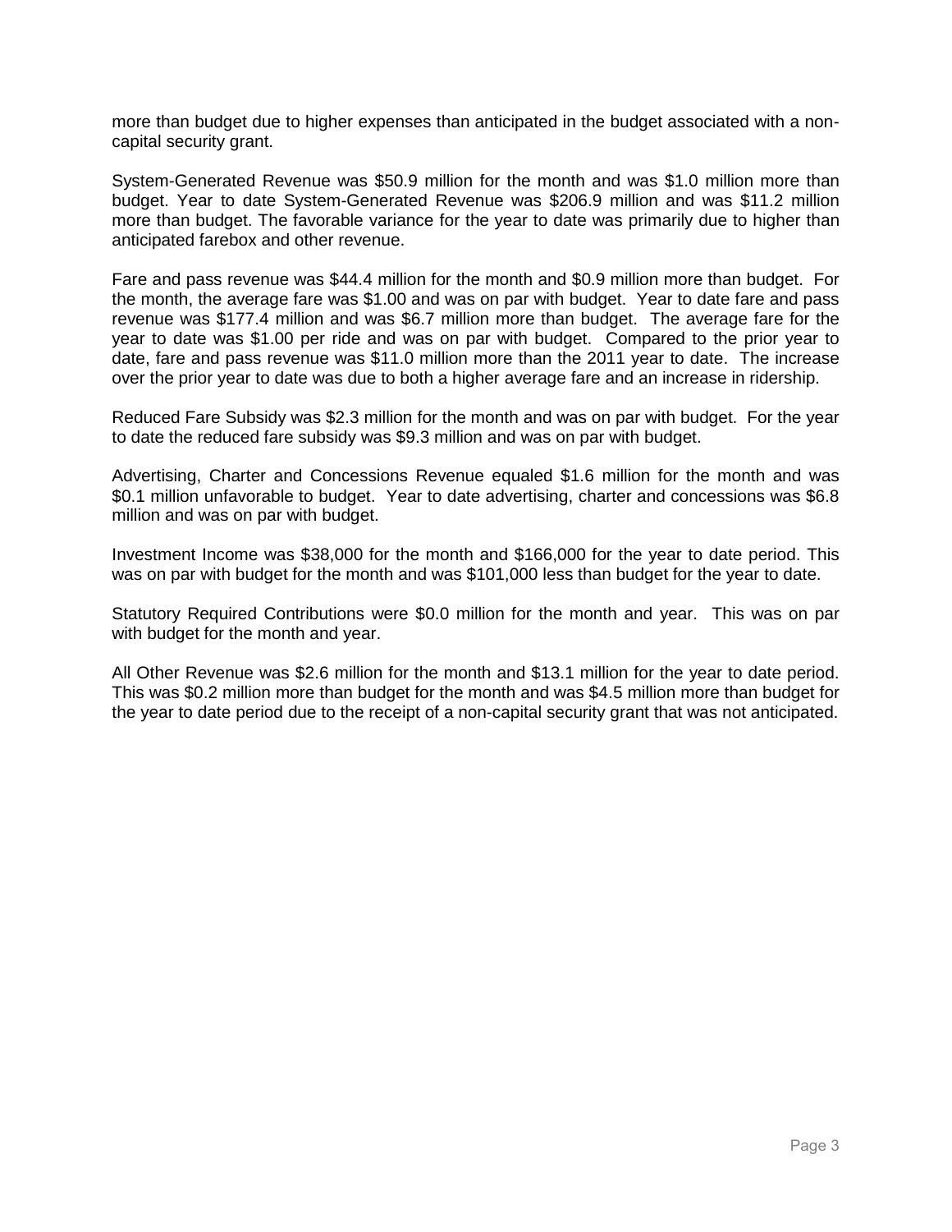more than budget due to higher expenses than anticipated in the budget associated with a non-capital security grant.

System-Generated Revenue was $50.9 million for the month and was $1.0 million more than budget. Year to date System-Generated Revenue was $206.9 million and was $11.2 million more than budget. The favorable variance for the year to date was primarily due to higher than anticipated farebox and other revenue.

Fare and pass revenue was $44.4 million for the month and $0.9 million more than budget. For the month, the average fare was $1.00 and was on par with budget. Year to date fare and pass revenue was $177.4 million and was $6.7 million more than budget. The average fare for the year to date was $1.00 per ride and was on par with budget. Compared to the prior year to date, fare and pass revenue was $11.0 million more than the 2011 year to date. The increase over the prior year to date was due to both a higher average fare and an increase in ridership.

Reduced Fare Subsidy was $2.3 million for the month and was on par with budget. For the year to date the reduced fare subsidy was $9.3 million and was on par with budget.

Advertising, Charter and Concessions Revenue equaled $1.6 million for the month and was $0.1 million unfavorable to budget. Year to date advertising, charter and concessions was $6.8 million and was on par with budget.

Investment Income was $38,000 for the month and $166,000 for the year to date period. This was on par with budget for the month and was $101,000 less than budget for the year to date.

Statutory Required Contributions were $0.0 million for the month and year. This was on par with budget for the month and year.

All Other Revenue was $2.6 million for the month and $13.1 million for the year to date period. This was $0.2 million more than budget for the month and was $4.5 million more than budget for the year to date period due to the receipt of a non-capital security grant that was not anticipated.